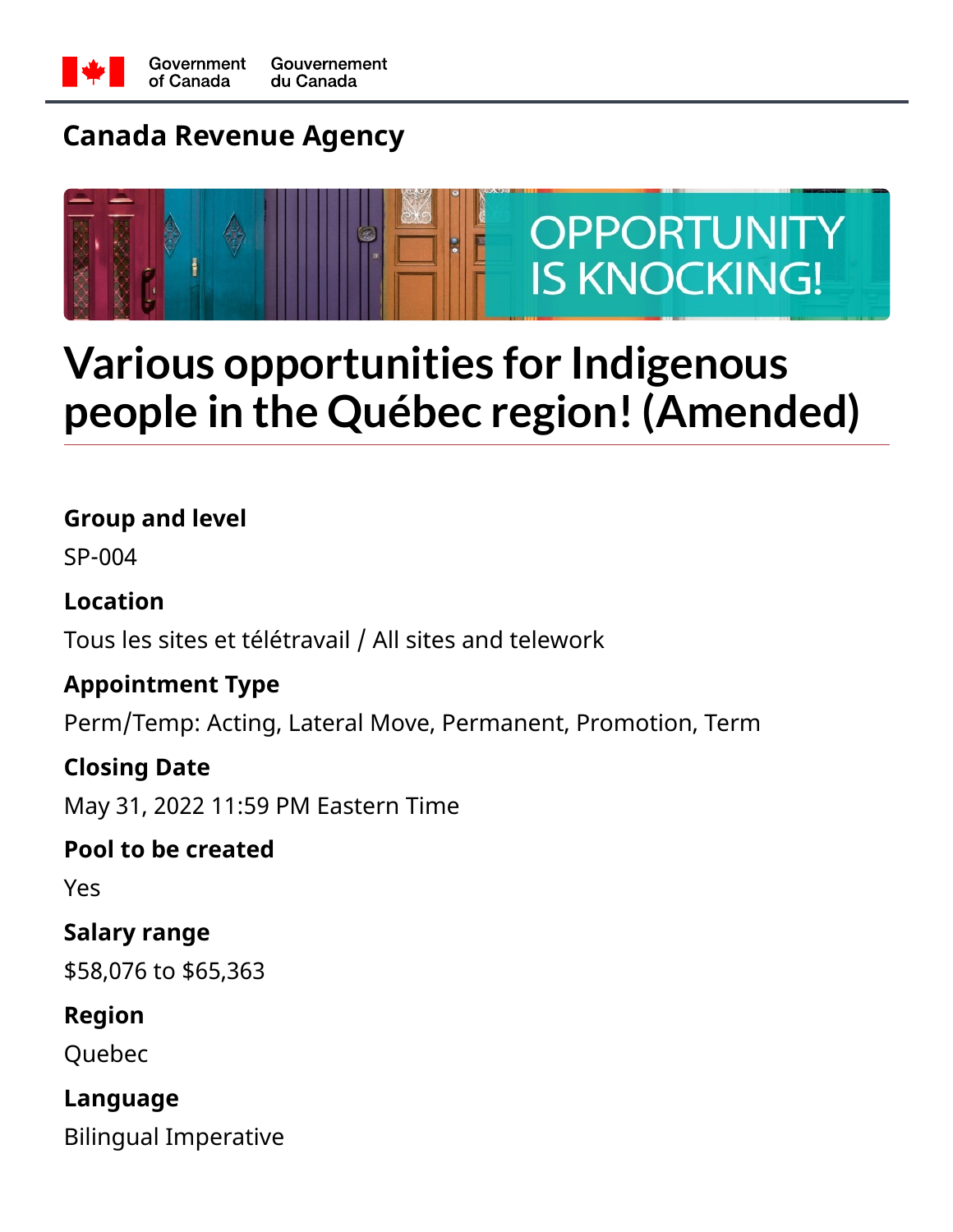Government of Canada / Gouvernement du Canada

## Canada Revenue Agency

OPPORTUNITY IS KNOCKING!

# Various opportunities for Indigenous people in the Québec region! (Amended)

**Group and level**

SP-004

**Location**

Tous les sites et télétravail / All sites and telework

**Appointment Type**

Perm/Temp: Acting, Lateral Move, Permanent, Promotion, Term

**Closing Date**

May 31, 2022 11:59 PM Eastern Time

**Pool to be created**

Yes

**Salary range**

$58,076 to $65,363

**Region**

Quebec

**Language**

Bilingual Imperative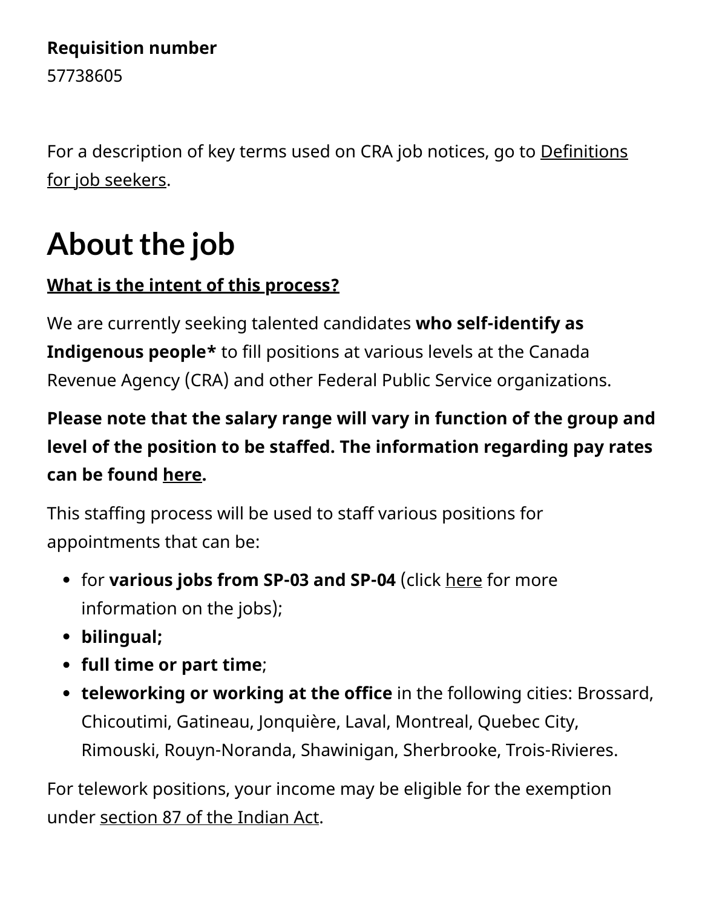**Requisition number**
57738605

For a description of key terms used on CRA job notices, go to Definitions for job seekers.

# About the job

**What is the intent of this process?**

We are currently seeking talented candidates **who self-identify as Indigenous people*** to fill positions at various levels at the Canada Revenue Agency (CRA) and other Federal Public Service organizations.

**Please note that the salary range will vary in function of the group and level of the position to be staffed. The information regarding pay rates can be found here.**

This staffing process will be used to staff various positions for appointments that can be:

- for **various jobs from SP-03 and SP-04** (click here for more information on the jobs);
- **bilingual;**
- **full time or part time**;
- **teleworking or working at the office** in the following cities: Brossard, Chicoutimi, Gatineau, Jonquière, Laval, Montreal, Quebec City, Rimouski, Rouyn-Noranda, Shawinigan, Sherbrooke, Trois-Rivieres.

For telework positions, your income may be eligible for the exemption under section 87 of the Indian Act.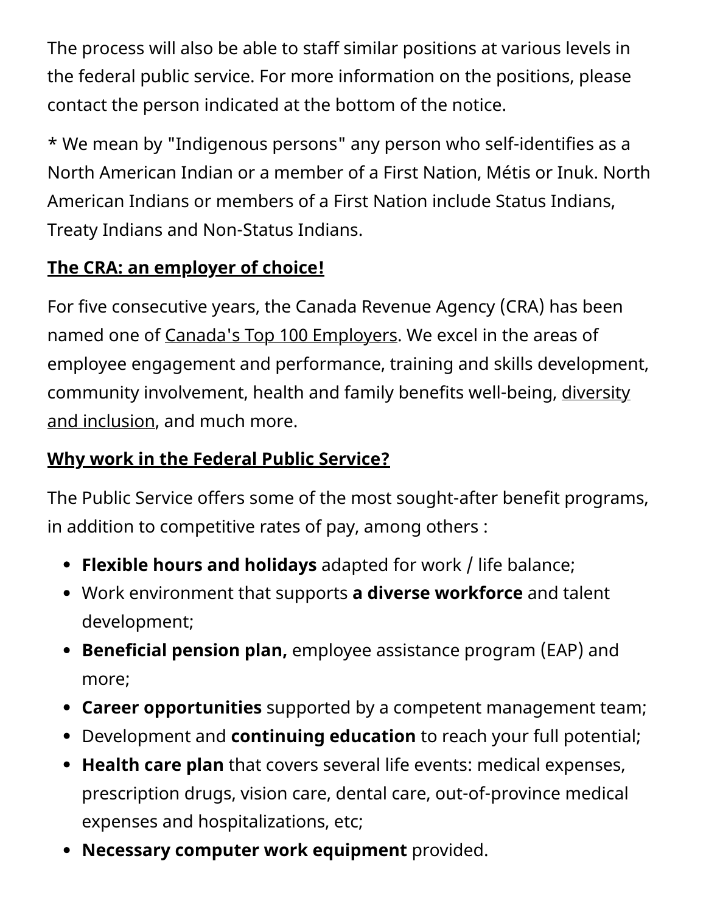The process will also be able to staff similar positions at various levels in the federal public service. For more information on the positions, please contact the person indicated at the bottom of the notice.

* We mean by "Indigenous persons" any person who self-identifies as a North American Indian or a member of a First Nation, Métis or Inuk. North American Indians or members of a First Nation include Status Indians, Treaty Indians and Non-Status Indians.

**The CRA: an employer of choice!**

For five consecutive years, the Canada Revenue Agency (CRA) has been named one of Canada's Top 100 Employers. We excel in the areas of employee engagement and performance, training and skills development, community involvement, health and family benefits well-being, diversity and inclusion, and much more.

**Why work in the Federal Public Service?**

The Public Service offers some of the most sought-after benefit programs, in addition to competitive rates of pay, among others :

- **Flexible hours and holidays** adapted for work / life balance;
- Work environment that supports **a diverse workforce** and talent development;
- **Beneficial pension plan,** employee assistance program (EAP) and more;
- **Career opportunities** supported by a competent management team;
- Development and **continuing education** to reach your full potential;
- **Health care plan** that covers several life events: medical expenses, prescription drugs, vision care, dental care, out-of-province medical expenses and hospitalizations, etc;
- **Necessary computer work equipment** provided.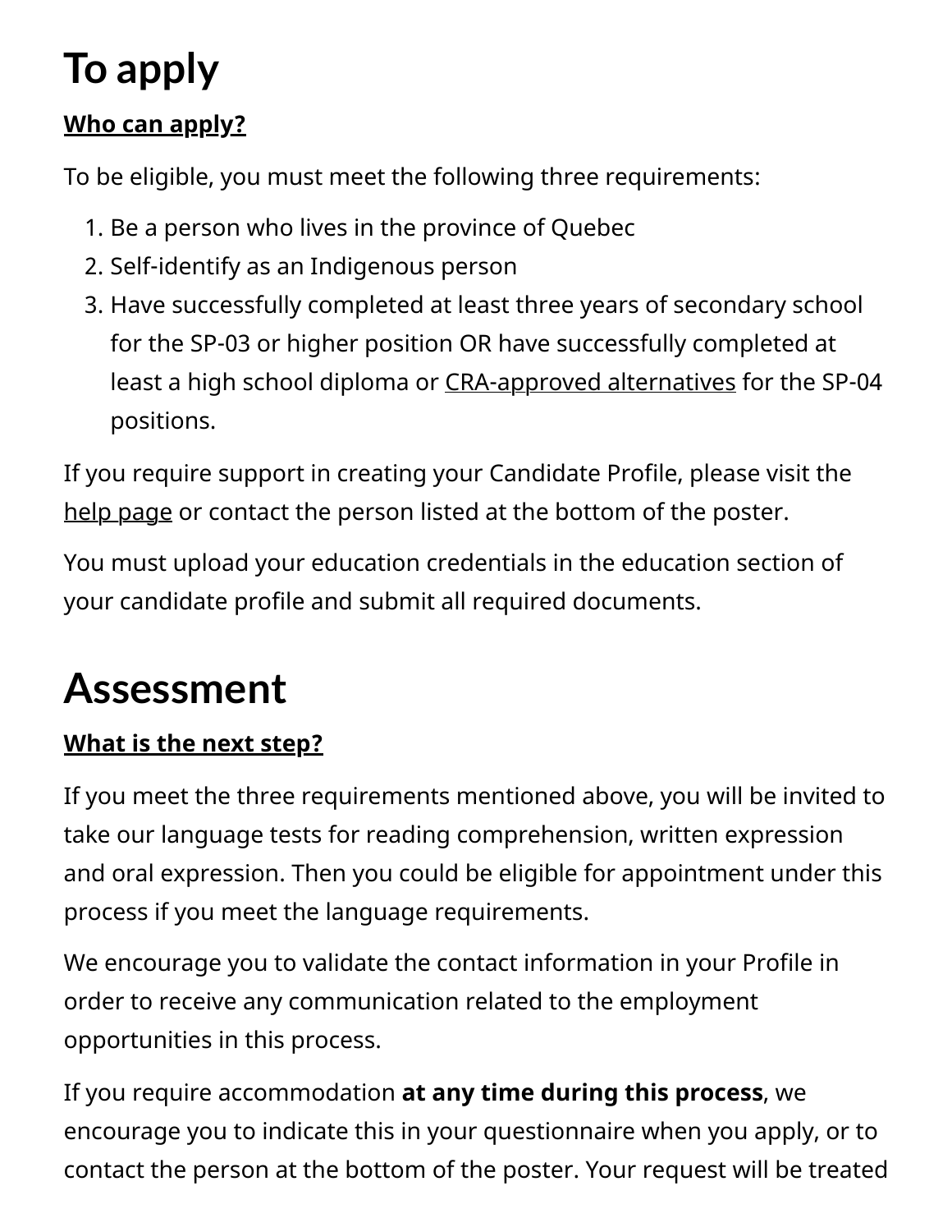# To apply

**Who can apply?**

To be eligible, you must meet the following three requirements:

1. Be a person who lives in the province of Quebec
2. Self-identify as an Indigenous person
3. Have successfully completed at least three years of secondary school for the SP-03 or higher position OR have successfully completed at least a high school diploma or CRA-approved alternatives for the SP-04 positions.

If you require support in creating your Candidate Profile, please visit the help page or contact the person listed at the bottom of the poster.

You must upload your education credentials in the education section of your candidate profile and submit all required documents.

# Assessment

**What is the next step?**

If you meet the three requirements mentioned above, you will be invited to take our language tests for reading comprehension, written expression and oral expression. Then you could be eligible for appointment under this process if you meet the language requirements.

We encourage you to validate the contact information in your Profile in order to receive any communication related to the employment opportunities in this process.

If you require accommodation **at any time during this process**, we encourage you to indicate this in your questionnaire when you apply, or to contact the person at the bottom of the poster. Your request will be treated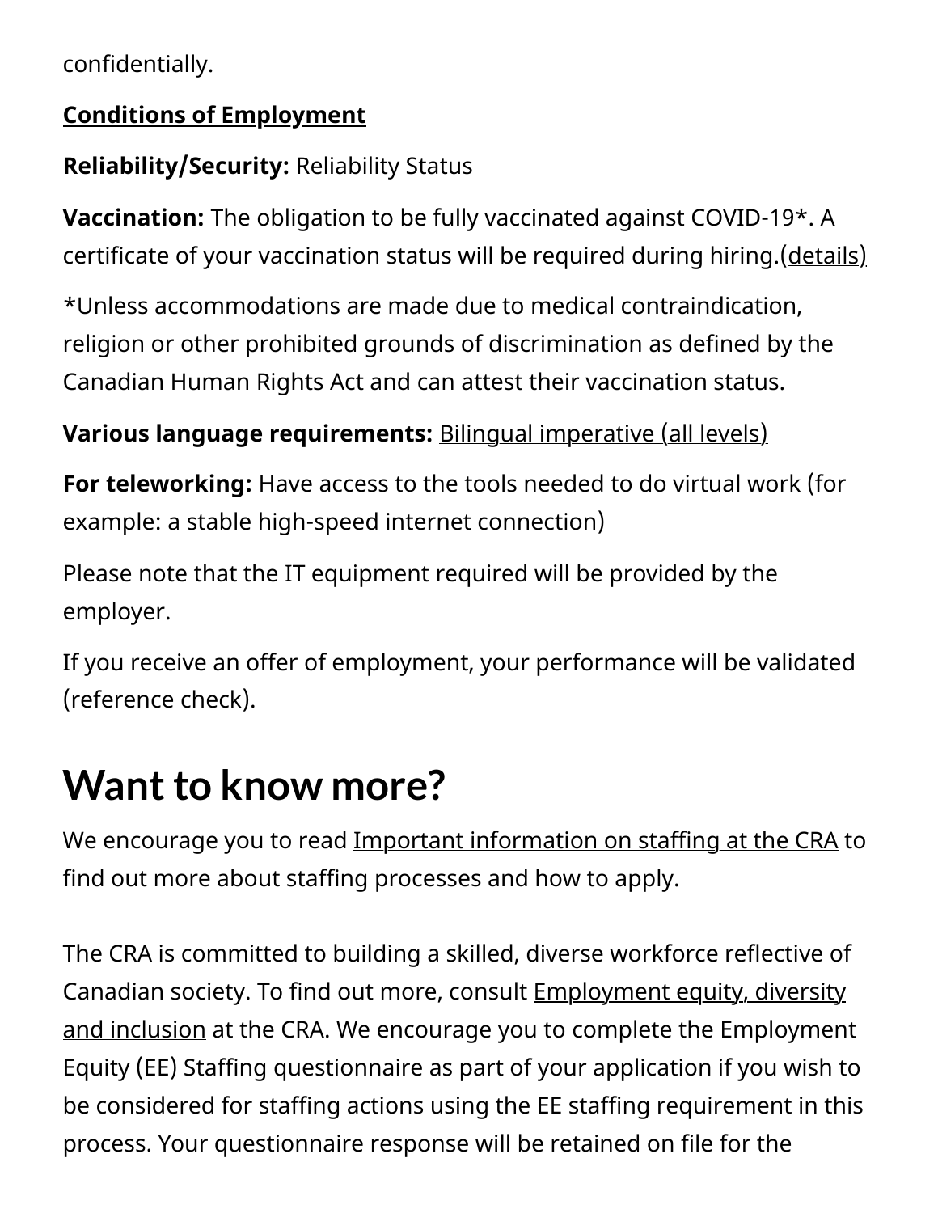confidentially.

**Conditions of Employment**

**Reliability/Security:** Reliability Status

**Vaccination:** The obligation to be fully vaccinated against COVID-19*. A certificate of your vaccination status will be required during hiring.(details)

*Unless accommodations are made due to medical contraindication, religion or other prohibited grounds of discrimination as defined by the Canadian Human Rights Act and can attest their vaccination status.

**Various language requirements:** Bilingual imperative (all levels)

**For teleworking:** Have access to the tools needed to do virtual work (for example: a stable high-speed internet connection)

Please note that the IT equipment required will be provided by the employer.

If you receive an offer of employment, your performance will be validated (reference check).

# Want to know more?

We encourage you to read Important information on staffing at the CRA to find out more about staffing processes and how to apply.

The CRA is committed to building a skilled, diverse workforce reflective of Canadian society. To find out more, consult Employment equity, diversity and inclusion at the CRA. We encourage you to complete the Employment Equity (EE) Staffing questionnaire as part of your application if you wish to be considered for staffing actions using the EE staffing requirement in this process. Your questionnaire response will be retained on file for the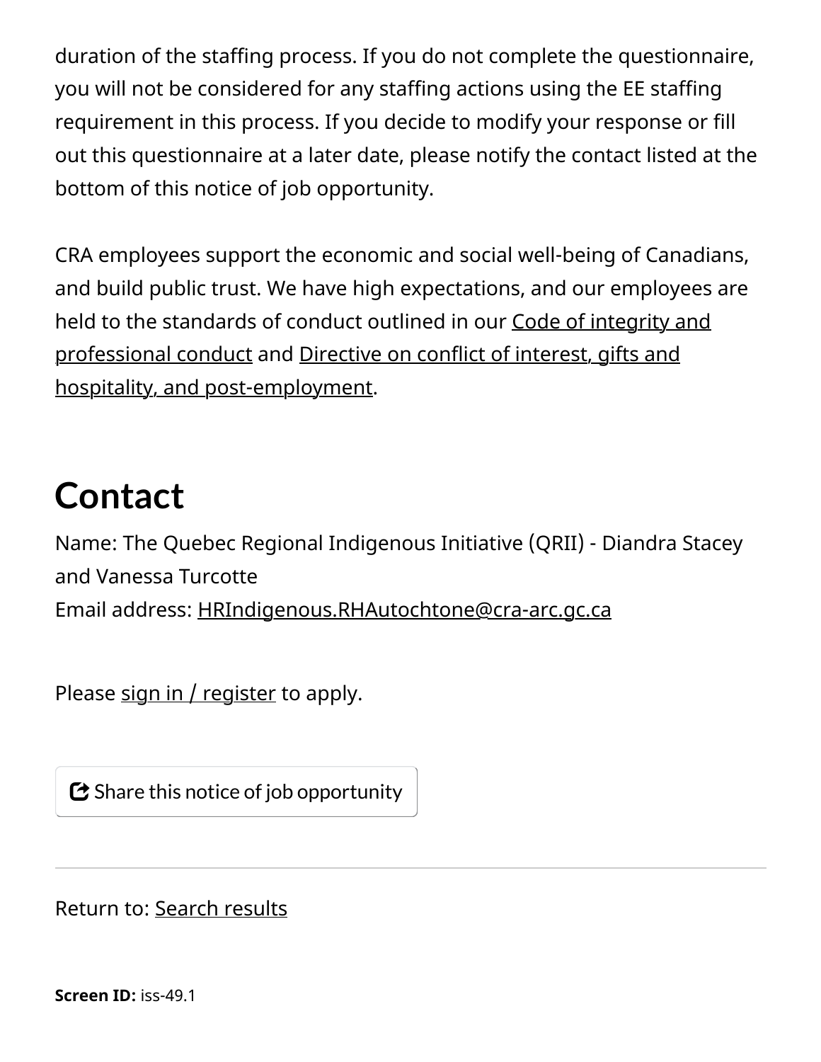duration of the staffing process. If you do not complete the questionnaire, you will not be considered for any staffing actions using the EE staffing requirement in this process. If you decide to modify your response or fill out this questionnaire at a later date, please notify the contact listed at the bottom of this notice of job opportunity.

CRA employees support the economic and social well-being of Canadians, and build public trust. We have high expectations, and our employees are held to the standards of conduct outlined in our Code of integrity and professional conduct and Directive on conflict of interest, gifts and hospitality, and post-employment.

## Contact

Name: The Quebec Regional Indigenous Initiative (QRII) - Diandra Stacey and Vanessa Turcotte
Email address: HRIndigenous.RHAutochtone@cra-arc.gc.ca

Please sign in / register to apply.

Share this notice of job opportunity

---

Return to: Search results

**Screen ID:** iss-49.1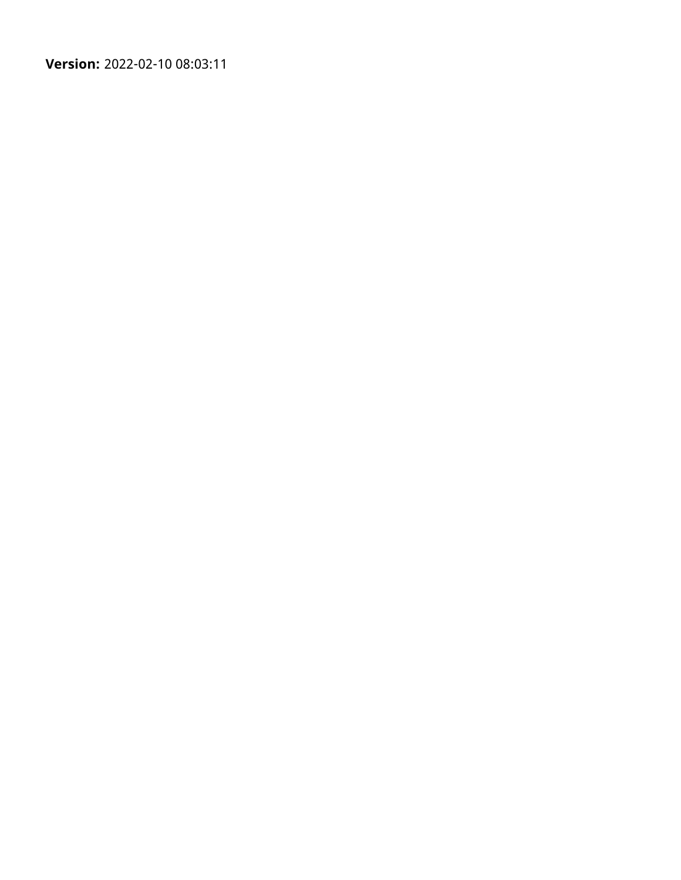**Version:** 2022-02-10 08:03:11